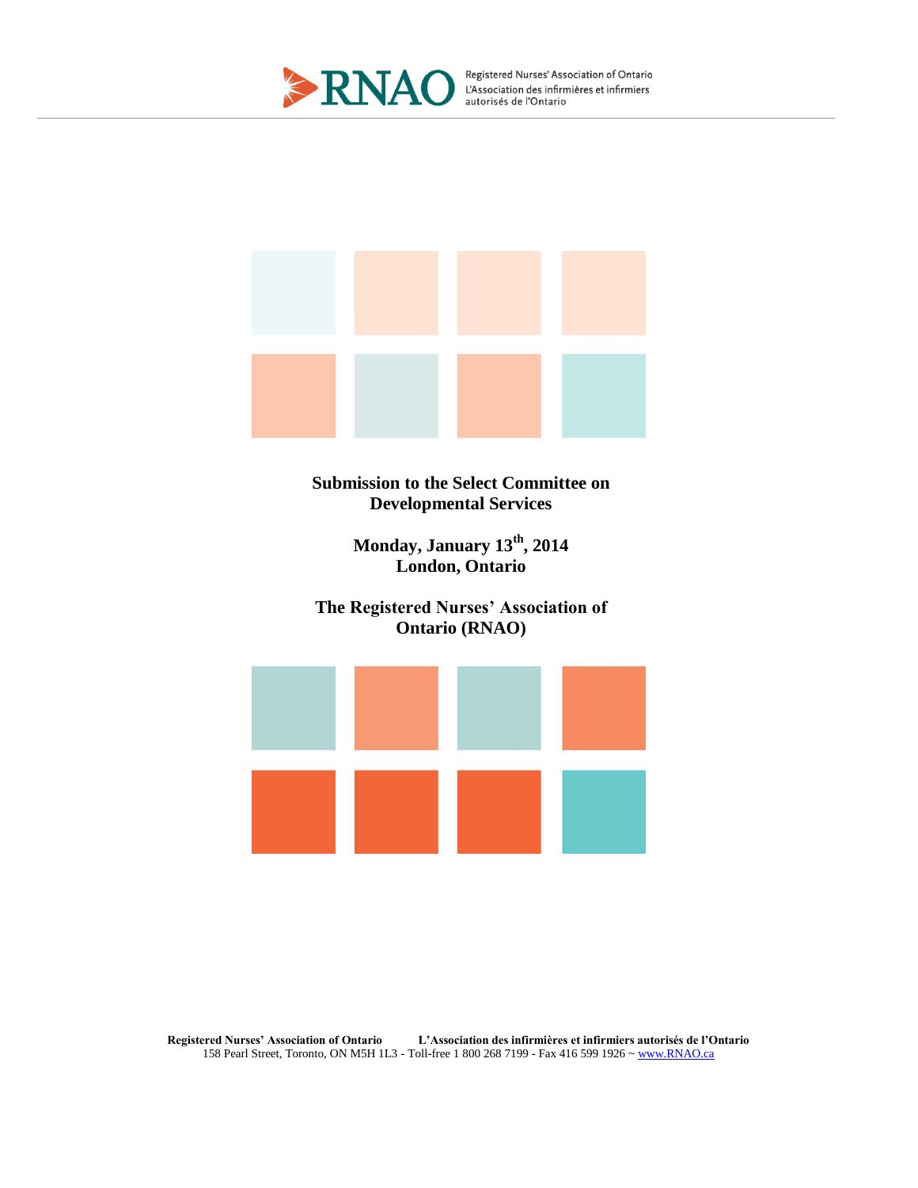Registered Nurses' Association of Ontario
L'Association des infirmières et infirmiers autorisés de l'Ontario

# Submission to the Select Committee on Developmental Services

**Monday, January 13th, 2014**
**London, Ontario**

**The Registered Nurses' Association of Ontario (RNAO)**

**Registered Nurses' Association of Ontario** **L'Association des infirmières et infirmiers autorisés de l'Ontario**
158 Pearl Street, Toronto, ON M5H 1L3 - Toll-free 1 800 268 7199 - Fax 416 599 1926 ~ www.RNAO.ca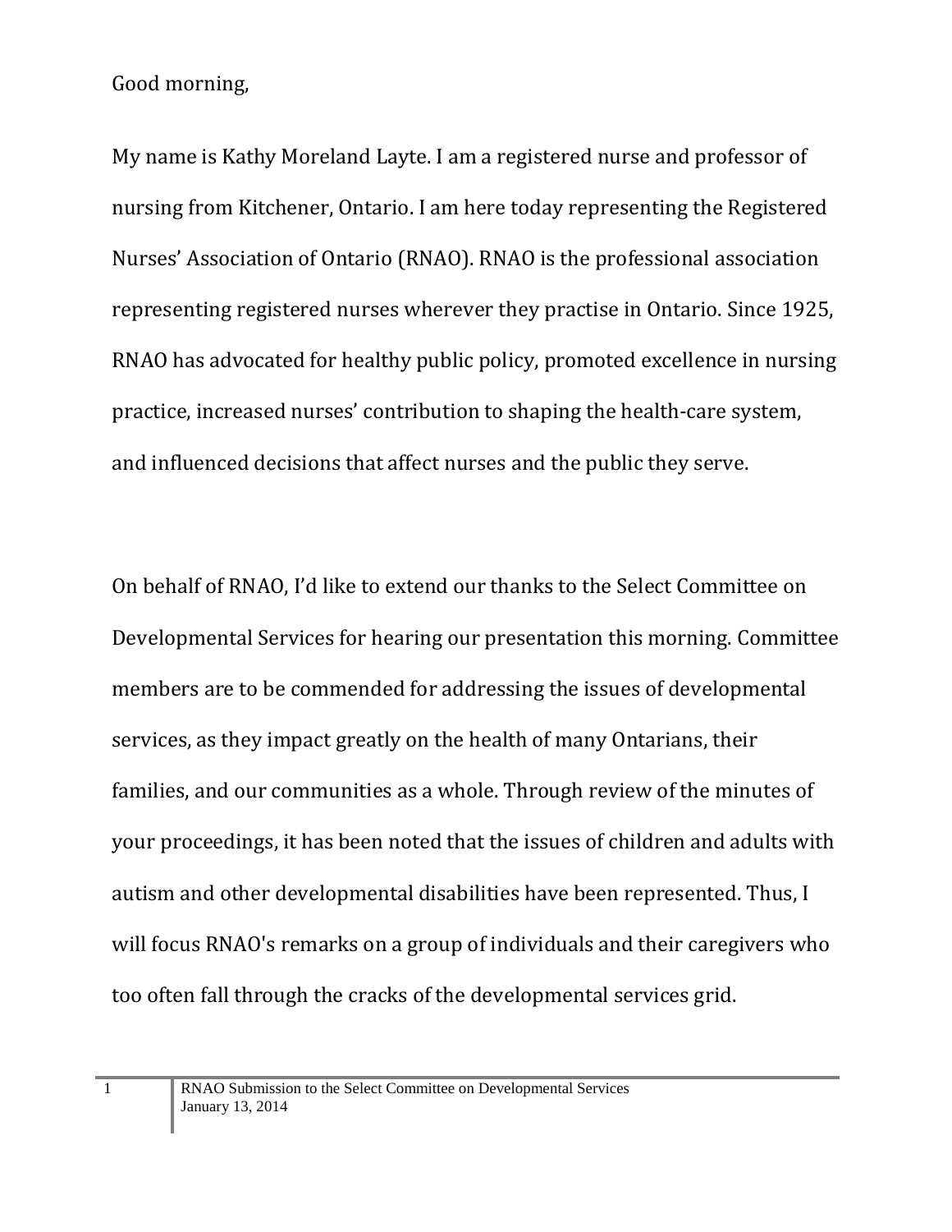Good morning,

My name is Kathy Moreland Layte. I am a registered nurse and professor of nursing from Kitchener, Ontario. I am here today representing the Registered Nurses' Association of Ontario (RNAO). RNAO is the professional association representing registered nurses wherever they practise in Ontario. Since 1925, RNAO has advocated for healthy public policy, promoted excellence in nursing practice, increased nurses' contribution to shaping the health-care system, and influenced decisions that affect nurses and the public they serve.

On behalf of RNAO, I'd like to extend our thanks to the Select Committee on Developmental Services for hearing our presentation this morning. Committee members are to be commended for addressing the issues of developmental services, as they impact greatly on the health of many Ontarians, their families, and our communities as a whole. Through review of the minutes of your proceedings, it has been noted that the issues of children and adults with autism and other developmental disabilities have been represented. Thus, I will focus RNAO's remarks on a group of individuals and their caregivers who too often fall through the cracks of the developmental services grid.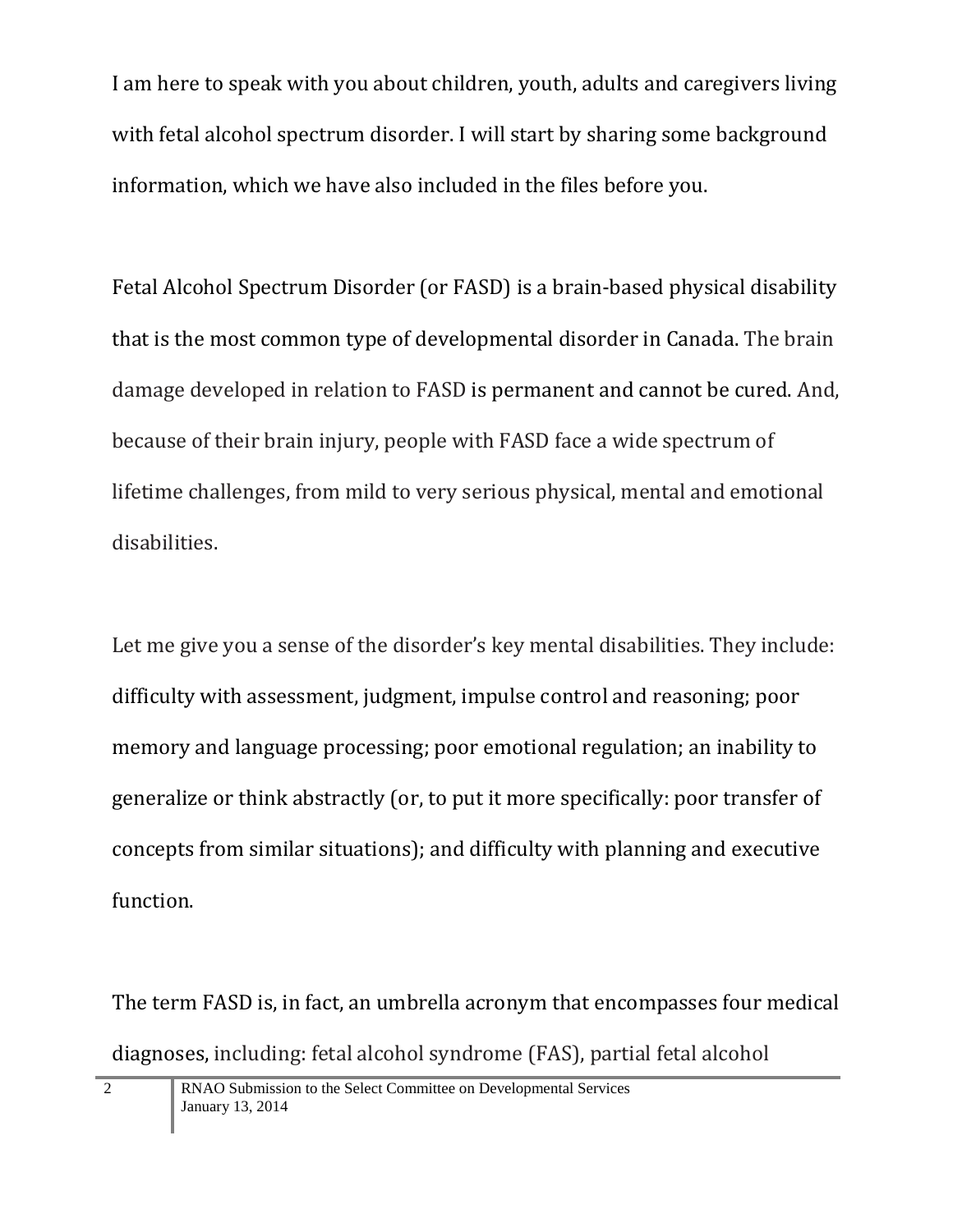I am here to speak with you about children, youth, adults and caregivers living with fetal alcohol spectrum disorder. I will start by sharing some background information, which we have also included in the files before you.

Fetal Alcohol Spectrum Disorder (or FASD) is a brain-based physical disability that is the most common type of developmental disorder in Canada. The brain damage developed in relation to FASD is permanent and cannot be cured. And, because of their brain injury, people with FASD face a wide spectrum of lifetime challenges, from mild to very serious physical, mental and emotional disabilities.

Let me give you a sense of the disorder's key mental disabilities. They include: difficulty with assessment, judgment, impulse control and reasoning; poor memory and language processing; poor emotional regulation; an inability to generalize or think abstractly (or, to put it more specifically: poor transfer of concepts from similar situations); and difficulty with planning and executive function.

The term FASD is, in fact, an umbrella acronym that encompasses four medical diagnoses, including: fetal alcohol syndrome (FAS), partial fetal alcohol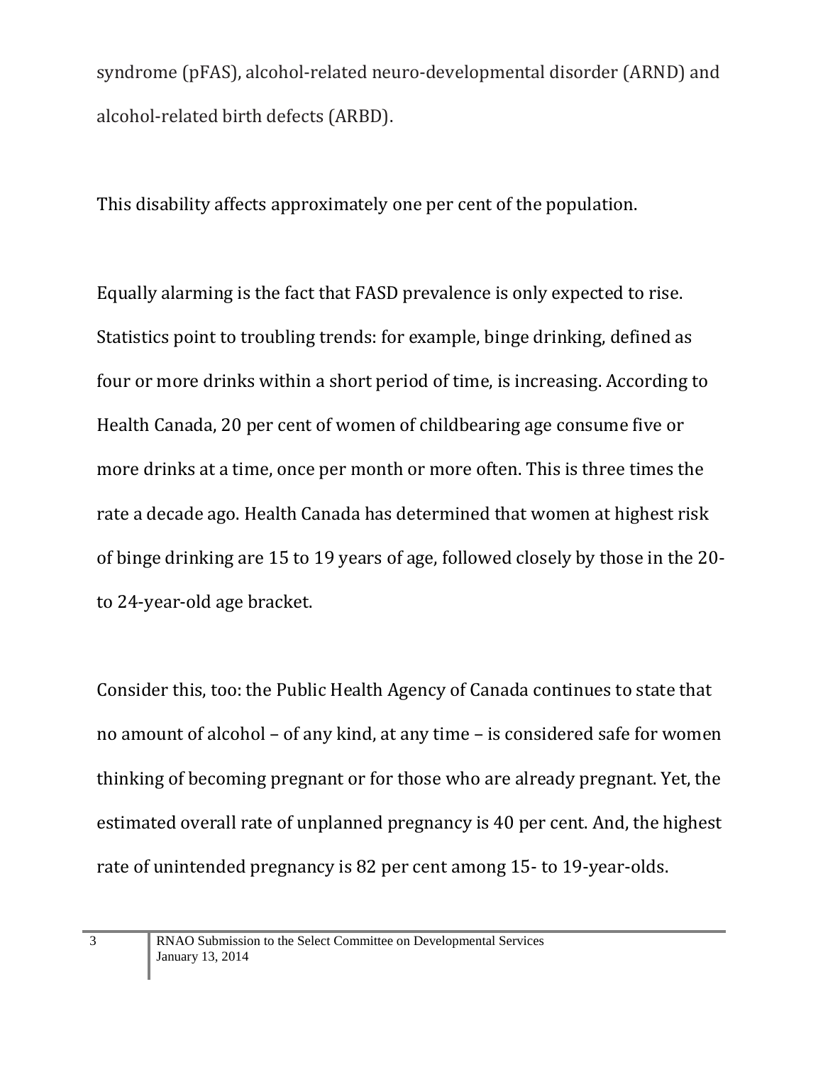syndrome (pFAS), alcohol-related neuro-developmental disorder (ARND) and alcohol-related birth defects (ARBD).

This disability affects approximately one per cent of the population.

Equally alarming is the fact that FASD prevalence is only expected to rise. Statistics point to troubling trends: for example, binge drinking, defined as four or more drinks within a short period of time, is increasing. According to Health Canada, 20 per cent of women of childbearing age consume five or more drinks at a time, once per month or more often. This is three times the rate a decade ago. Health Canada has determined that women at highest risk of binge drinking are 15 to 19 years of age, followed closely by those in the 20- to 24-year-old age bracket.

Consider this, too: the Public Health Agency of Canada continues to state that no amount of alcohol – of any kind, at any time – is considered safe for women thinking of becoming pregnant or for those who are already pregnant. Yet, the estimated overall rate of unplanned pregnancy is 40 per cent. And, the highest rate of unintended pregnancy is 82 per cent among 15- to 19-year-olds.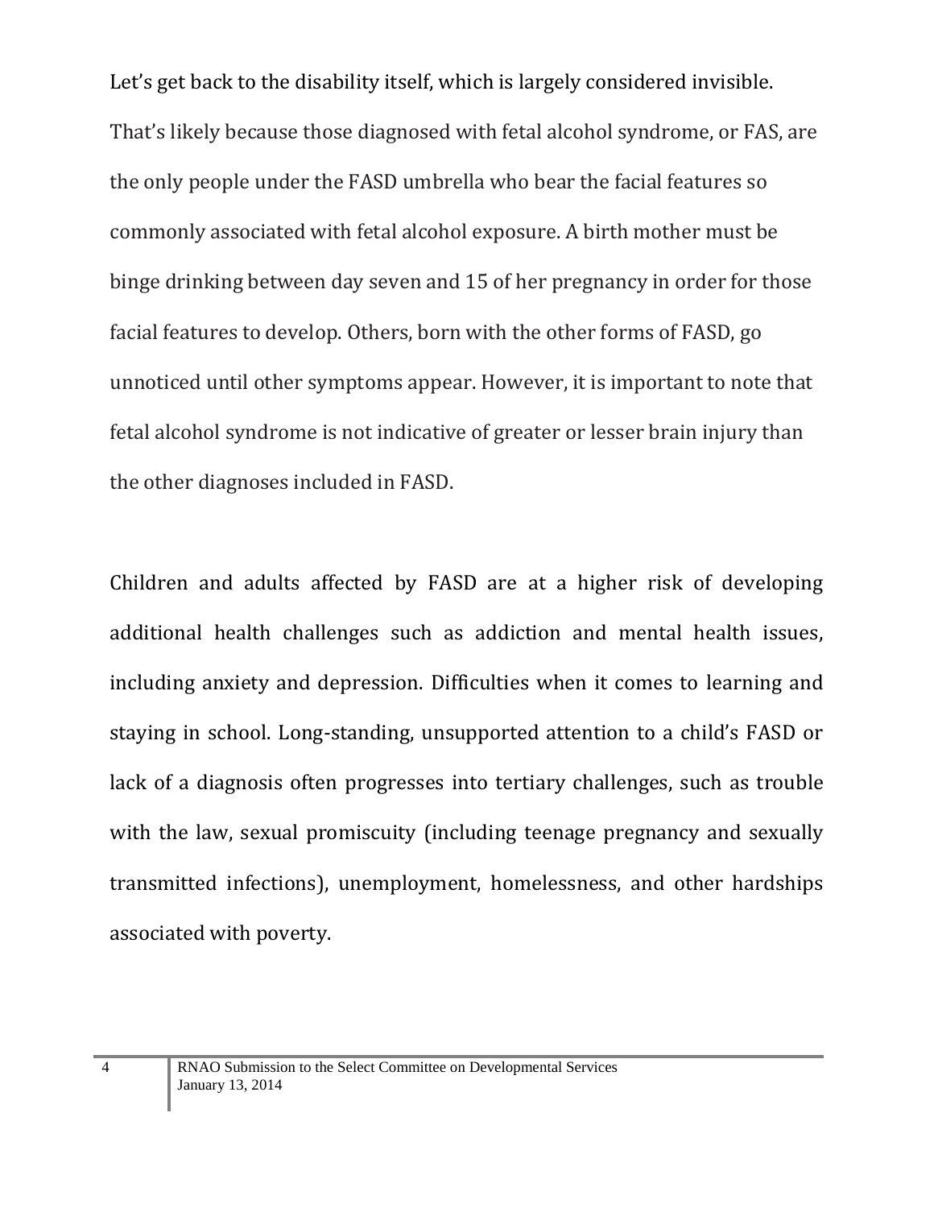Let's get back to the disability itself, which is largely considered invisible. That's likely because those diagnosed with fetal alcohol syndrome, or FAS, are the only people under the FASD umbrella who bear the facial features so commonly associated with fetal alcohol exposure. A birth mother must be binge drinking between day seven and 15 of her pregnancy in order for those facial features to develop. Others, born with the other forms of FASD, go unnoticed until other symptoms appear. However, it is important to note that fetal alcohol syndrome is not indicative of greater or lesser brain injury than the other diagnoses included in FASD.

Children and adults affected by FASD are at a higher risk of developing additional health challenges such as addiction and mental health issues, including anxiety and depression. Difficulties when it comes to learning and staying in school. Long-standing, unsupported attention to a child's FASD or lack of a diagnosis often progresses into tertiary challenges, such as trouble with the law, sexual promiscuity (including teenage pregnancy and sexually transmitted infections), unemployment, homelessness, and other hardships associated with poverty.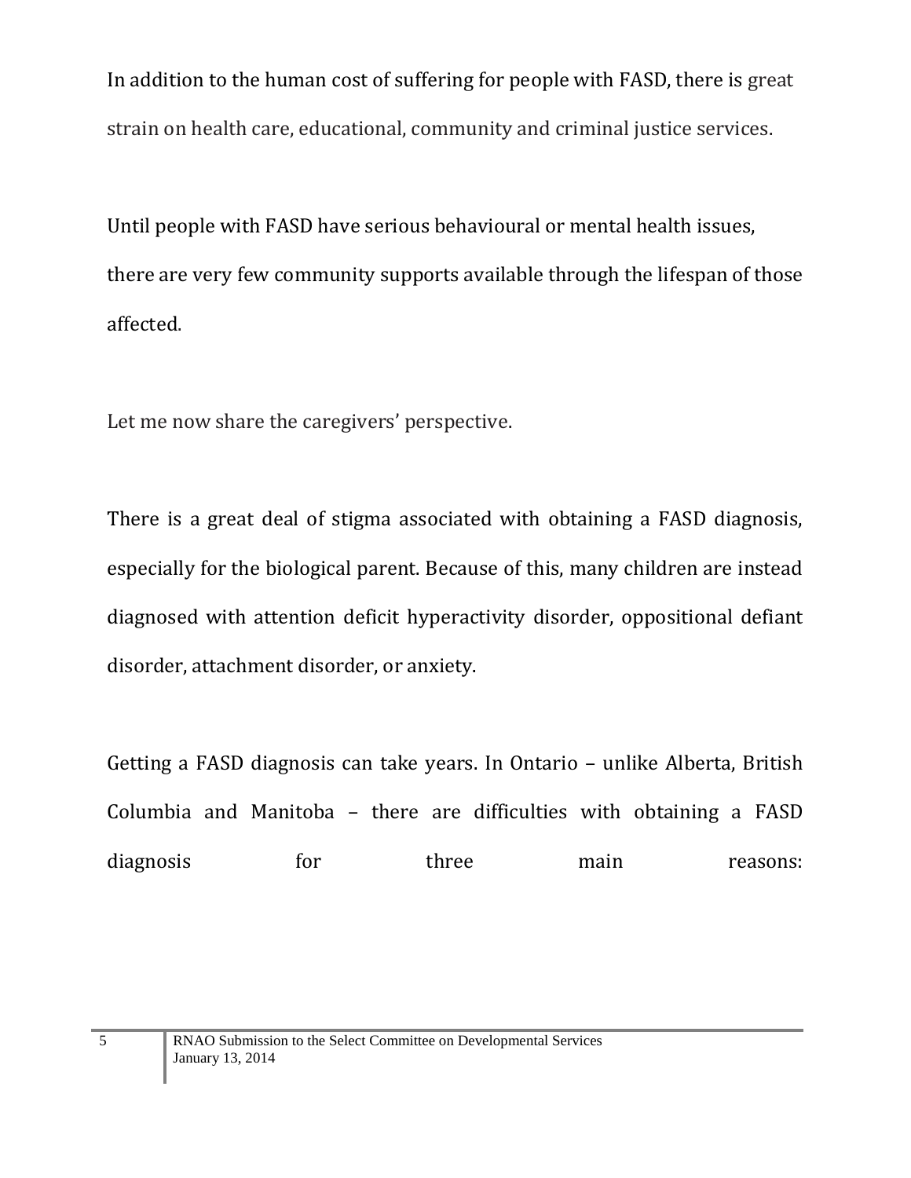In addition to the human cost of suffering for people with FASD, there is great strain on health care, educational, community and criminal justice services.

Until people with FASD have serious behavioural or mental health issues, there are very few community supports available through the lifespan of those affected.

Let me now share the caregivers' perspective.

There is a great deal of stigma associated with obtaining a FASD diagnosis, especially for the biological parent. Because of this, many children are instead diagnosed with attention deficit hyperactivity disorder, oppositional defiant disorder, attachment disorder, or anxiety.

Getting a FASD diagnosis can take years. In Ontario – unlike Alberta, British Columbia and Manitoba – there are difficulties with obtaining a FASD diagnosis for three main reasons: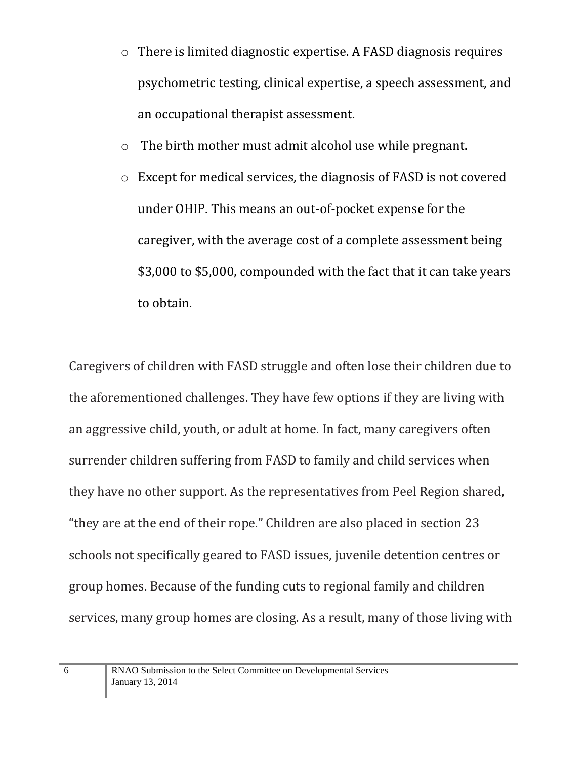- There is limited diagnostic expertise. A FASD diagnosis requires psychometric testing, clinical expertise, a speech assessment, and an occupational therapist assessment.
- The birth mother must admit alcohol use while pregnant.
- Except for medical services, the diagnosis of FASD is not covered under OHIP. This means an out-of-pocket expense for the caregiver, with the average cost of a complete assessment being $3,000 to $5,000, compounded with the fact that it can take years to obtain.

Caregivers of children with FASD struggle and often lose their children due to the aforementioned challenges. They have few options if they are living with an aggressive child, youth, or adult at home. In fact, many caregivers often surrender children suffering from FASD to family and child services when they have no other support. As the representatives from Peel Region shared, "they are at the end of their rope." Children are also placed in section 23 schools not specifically geared to FASD issues, juvenile detention centres or group homes. Because of the funding cuts to regional family and children services, many group homes are closing. As a result, many of those living with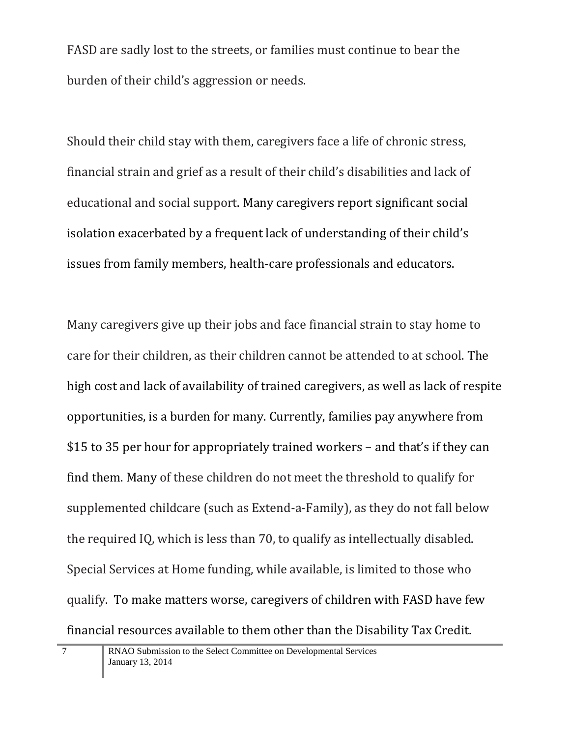FASD are sadly lost to the streets, or families must continue to bear the burden of their child's aggression or needs.

Should their child stay with them, caregivers face a life of chronic stress, financial strain and grief as a result of their child's disabilities and lack of educational and social support. Many caregivers report significant social isolation exacerbated by a frequent lack of understanding of their child's issues from family members, health-care professionals and educators.

Many caregivers give up their jobs and face financial strain to stay home to care for their children, as their children cannot be attended to at school. The high cost and lack of availability of trained caregivers, as well as lack of respite opportunities, is a burden for many. Currently, families pay anywhere from $15 to 35 per hour for appropriately trained workers – and that's if they can find them. Many of these children do not meet the threshold to qualify for supplemented childcare (such as Extend-a-Family), as they do not fall below the required IQ, which is less than 70, to qualify as intellectually disabled. Special Services at Home funding, while available, is limited to those who qualify. To make matters worse, caregivers of children with FASD have few financial resources available to them other than the Disability Tax Credit.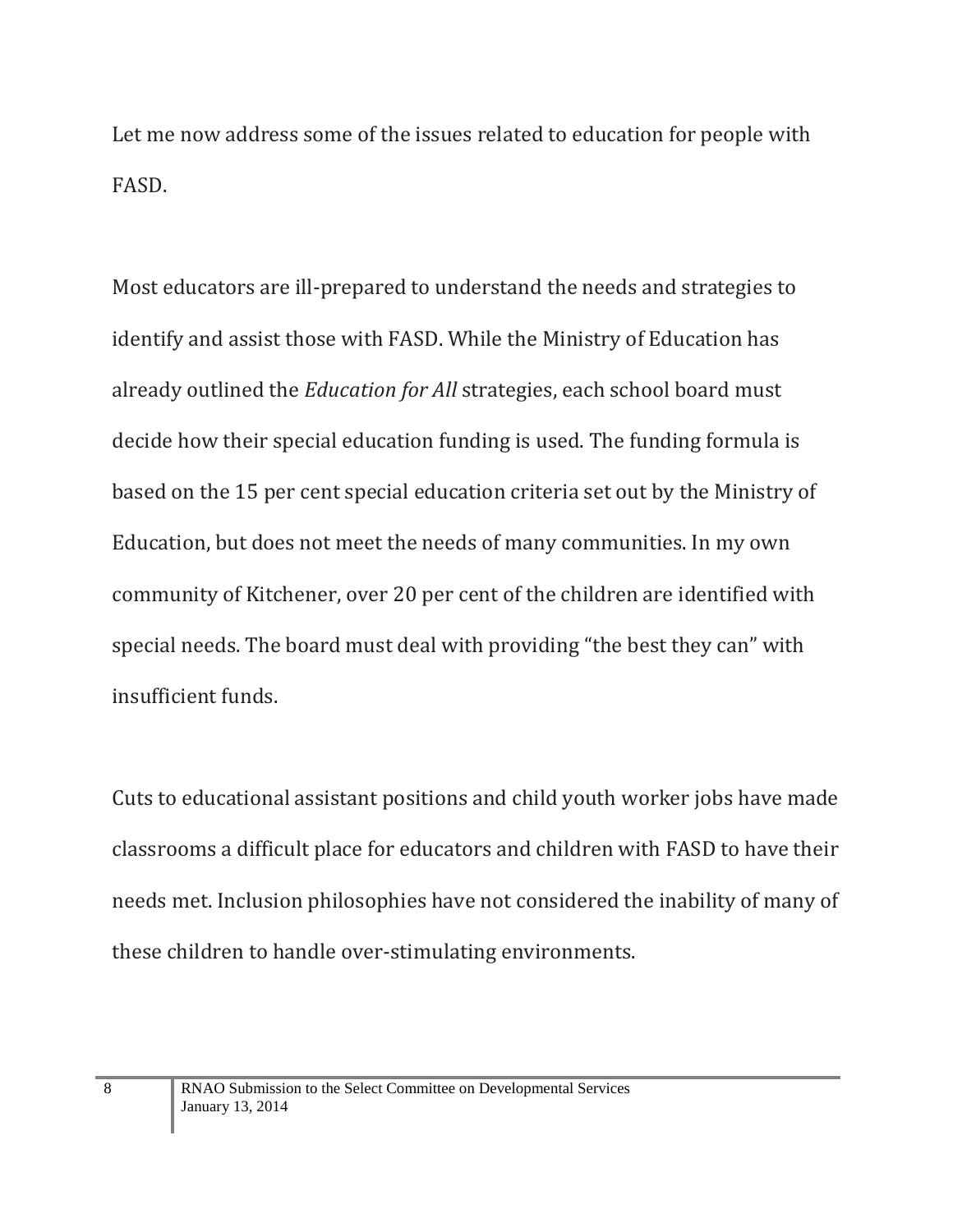Let me now address some of the issues related to education for people with FASD.

Most educators are ill-prepared to understand the needs and strategies to identify and assist those with FASD. While the Ministry of Education has already outlined the *Education for All* strategies, each school board must decide how their special education funding is used. The funding formula is based on the 15 per cent special education criteria set out by the Ministry of Education, but does not meet the needs of many communities. In my own community of Kitchener, over 20 per cent of the children are identified with special needs. The board must deal with providing "the best they can" with insufficient funds.

Cuts to educational assistant positions and child youth worker jobs have made classrooms a difficult place for educators and children with FASD to have their needs met. Inclusion philosophies have not considered the inability of many of these children to handle over-stimulating environments.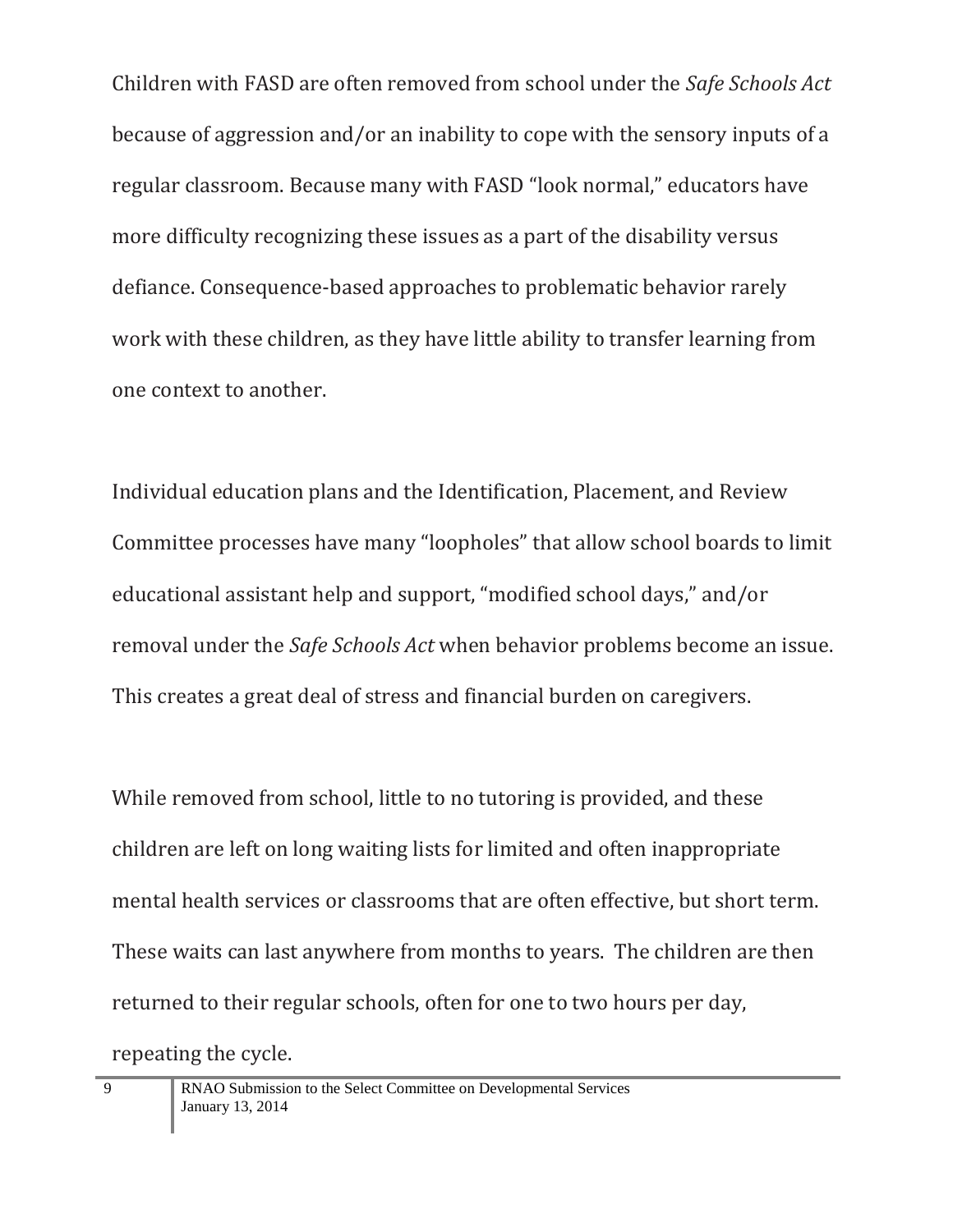Children with FASD are often removed from school under the *Safe Schools Act* because of aggression and/or an inability to cope with the sensory inputs of a regular classroom. Because many with FASD "look normal," educators have more difficulty recognizing these issues as a part of the disability versus defiance. Consequence-based approaches to problematic behavior rarely work with these children, as they have little ability to transfer learning from one context to another.

Individual education plans and the Identification, Placement, and Review Committee processes have many "loopholes" that allow school boards to limit educational assistant help and support, "modified school days," and/or removal under the *Safe Schools Act* when behavior problems become an issue. This creates a great deal of stress and financial burden on caregivers.

While removed from school, little to no tutoring is provided, and these children are left on long waiting lists for limited and often inappropriate mental health services or classrooms that are often effective, but short term. These waits can last anywhere from months to years. The children are then returned to their regular schools, often for one to two hours per day, repeating the cycle.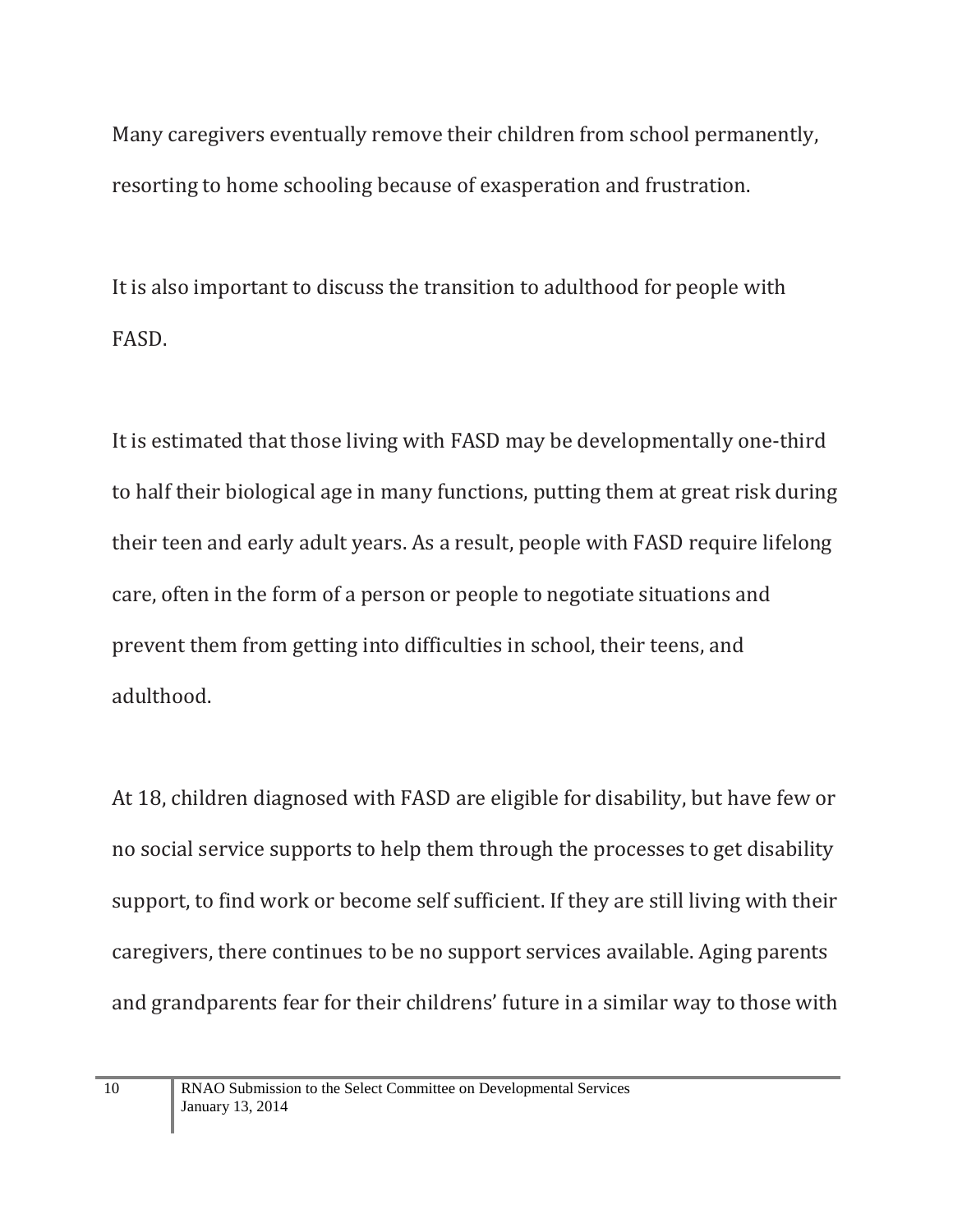Many caregivers eventually remove their children from school permanently, resorting to home schooling because of exasperation and frustration.

It is also important to discuss the transition to adulthood for people with FASD.

It is estimated that those living with FASD may be developmentally one-third to half their biological age in many functions, putting them at great risk during their teen and early adult years. As a result, people with FASD require lifelong care, often in the form of a person or people to negotiate situations and prevent them from getting into difficulties in school, their teens, and adulthood.

At 18, children diagnosed with FASD are eligible for disability, but have few or no social service supports to help them through the processes to get disability support, to find work or become self sufficient. If they are still living with their caregivers, there continues to be no support services available. Aging parents and grandparents fear for their childrens' future in a similar way to those with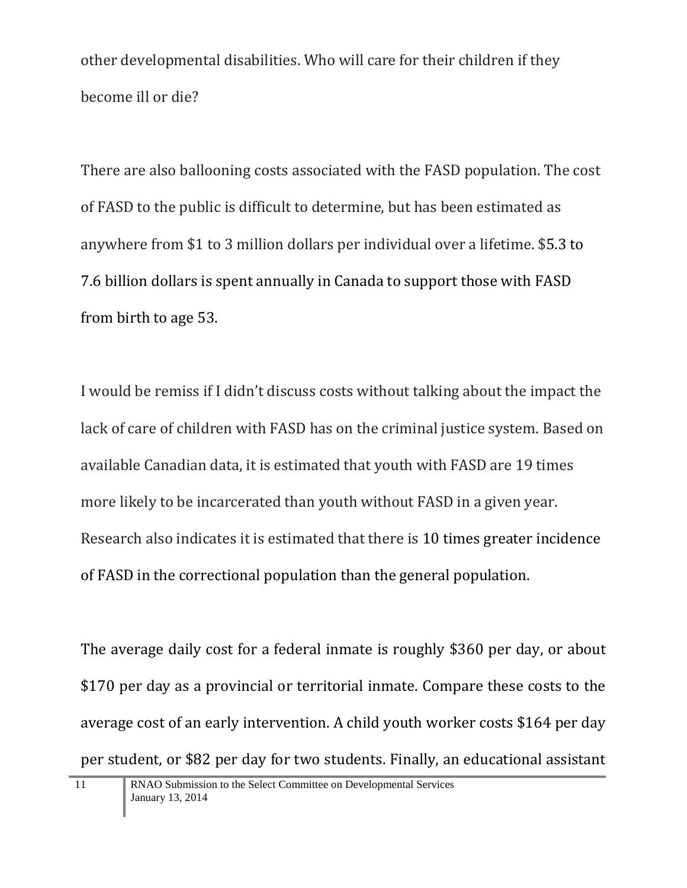other developmental disabilities. Who will care for their children if they become ill or die?

There are also ballooning costs associated with the FASD population. The cost of FASD to the public is difficult to determine, but has been estimated as anywhere from $1 to 3 million dollars per individual over a lifetime. $5.3 to 7.6 billion dollars is spent annually in Canada to support those with FASD from birth to age 53.

I would be remiss if I didn't discuss costs without talking about the impact the lack of care of children with FASD has on the criminal justice system. Based on available Canadian data, it is estimated that youth with FASD are 19 times more likely to be incarcerated than youth without FASD in a given year. Research also indicates it is estimated that there is 10 times greater incidence of FASD in the correctional population than the general population.

The average daily cost for a federal inmate is roughly $360 per day, or about $170 per day as a provincial or territorial inmate. Compare these costs to the average cost of an early intervention. A child youth worker costs $164 per day per student, or $82 per day for two students. Finally, an educational assistant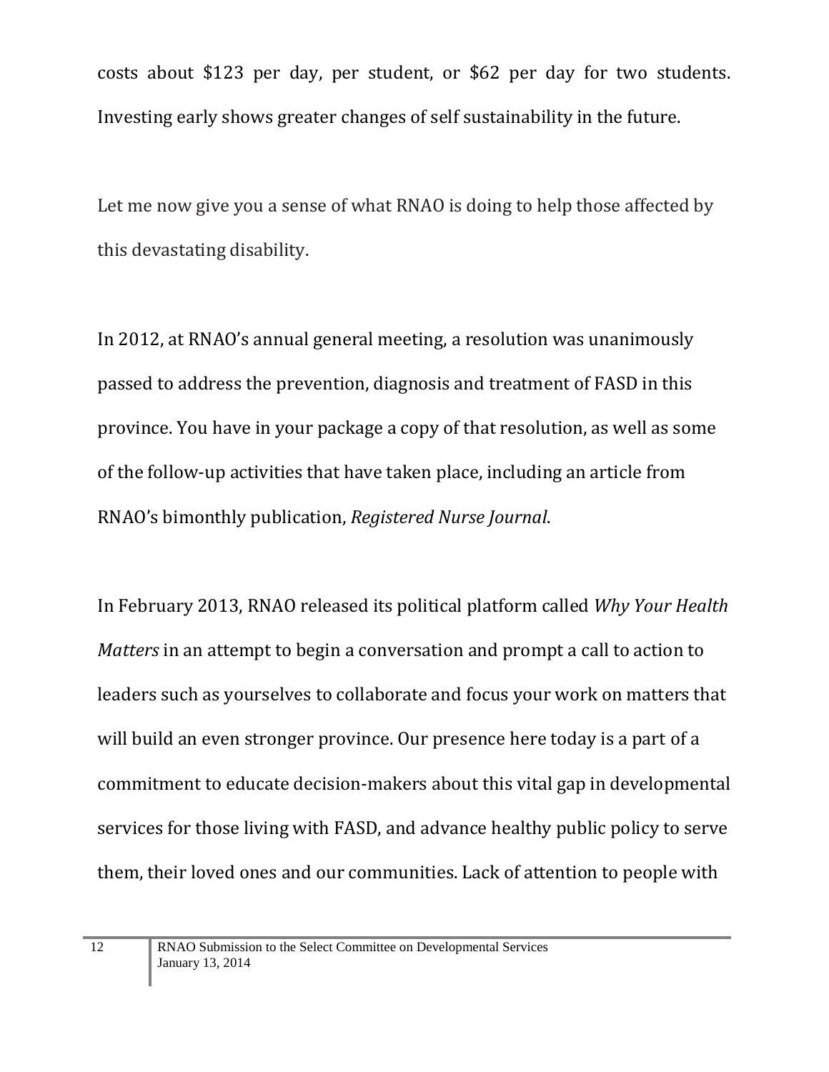costs about $123 per day, per student, or $62 per day for two students. Investing early shows greater changes of self sustainability in the future.

Let me now give you a sense of what RNAO is doing to help those affected by this devastating disability.

In 2012, at RNAO's annual general meeting, a resolution was unanimously passed to address the prevention, diagnosis and treatment of FASD in this province. You have in your package a copy of that resolution, as well as some of the follow-up activities that have taken place, including an article from RNAO's bimonthly publication, *Registered Nurse Journal*.

In February 2013, RNAO released its political platform called *Why Your Health Matters* in an attempt to begin a conversation and prompt a call to action to leaders such as yourselves to collaborate and focus your work on matters that will build an even stronger province. Our presence here today is a part of a commitment to educate decision-makers about this vital gap in developmental services for those living with FASD, and advance healthy public policy to serve them, their loved ones and our communities. Lack of attention to people with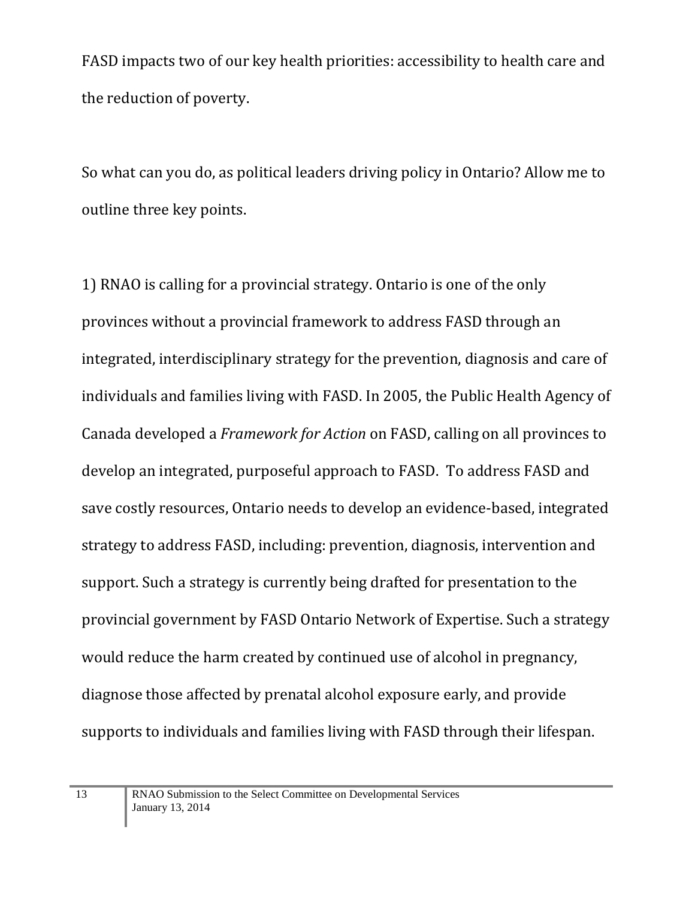FASD impacts two of our key health priorities: accessibility to health care and the reduction of poverty.

So what can you do, as political leaders driving policy in Ontario? Allow me to outline three key points.

1) RNAO is calling for a provincial strategy. Ontario is one of the only provinces without a provincial framework to address FASD through an integrated, interdisciplinary strategy for the prevention, diagnosis and care of individuals and families living with FASD. In 2005, the Public Health Agency of Canada developed a *Framework for Action* on FASD, calling on all provinces to develop an integrated, purposeful approach to FASD. To address FASD and save costly resources, Ontario needs to develop an evidence-based, integrated strategy to address FASD, including: prevention, diagnosis, intervention and support. Such a strategy is currently being drafted for presentation to the provincial government by FASD Ontario Network of Expertise. Such a strategy would reduce the harm created by continued use of alcohol in pregnancy, diagnose those affected by prenatal alcohol exposure early, and provide supports to individuals and families living with FASD through their lifespan.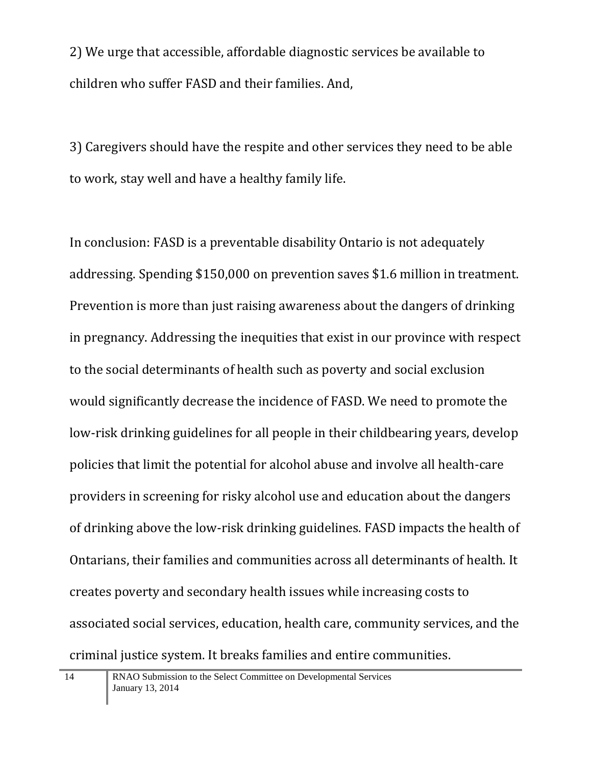2) We urge that accessible, affordable diagnostic services be available to children who suffer FASD and their families. And,

3) Caregivers should have the respite and other services they need to be able to work, stay well and have a healthy family life.

In conclusion: FASD is a preventable disability Ontario is not adequately addressing. Spending $150,000 on prevention saves $1.6 million in treatment. Prevention is more than just raising awareness about the dangers of drinking in pregnancy. Addressing the inequities that exist in our province with respect to the social determinants of health such as poverty and social exclusion would significantly decrease the incidence of FASD. We need to promote the low-risk drinking guidelines for all people in their childbearing years, develop policies that limit the potential for alcohol abuse and involve all health-care providers in screening for risky alcohol use and education about the dangers of drinking above the low-risk drinking guidelines. FASD impacts the health of Ontarians, their families and communities across all determinants of health. It creates poverty and secondary health issues while increasing costs to associated social services, education, health care, community services, and the criminal justice system. It breaks families and entire communities.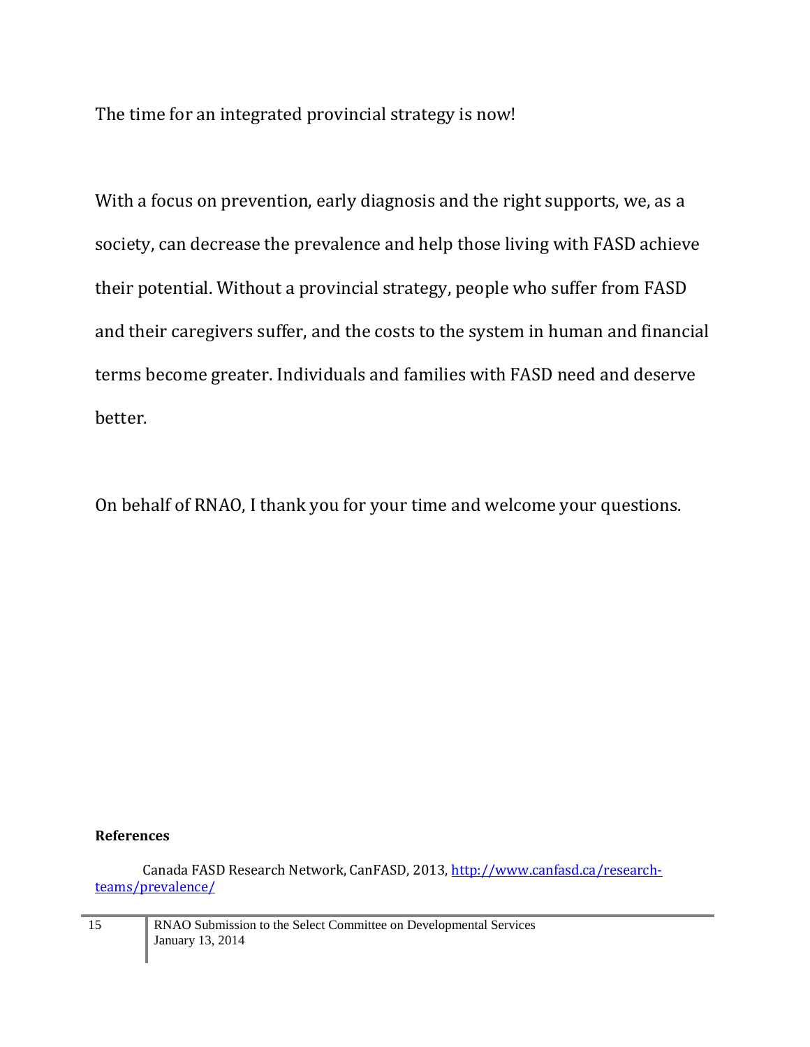The time for an integrated provincial strategy is now!

With a focus on prevention, early diagnosis and the right supports, we, as a society, can decrease the prevalence and help those living with FASD achieve their potential. Without a provincial strategy, people who suffer from FASD and their caregivers suffer, and the costs to the system in human and financial terms become greater. Individuals and families with FASD need and deserve better.

On behalf of RNAO, I thank you for your time and welcome your questions.

**References**

Canada FASD Research Network, CanFASD, 2013, http://www.canfasd.ca/research-teams/prevalence/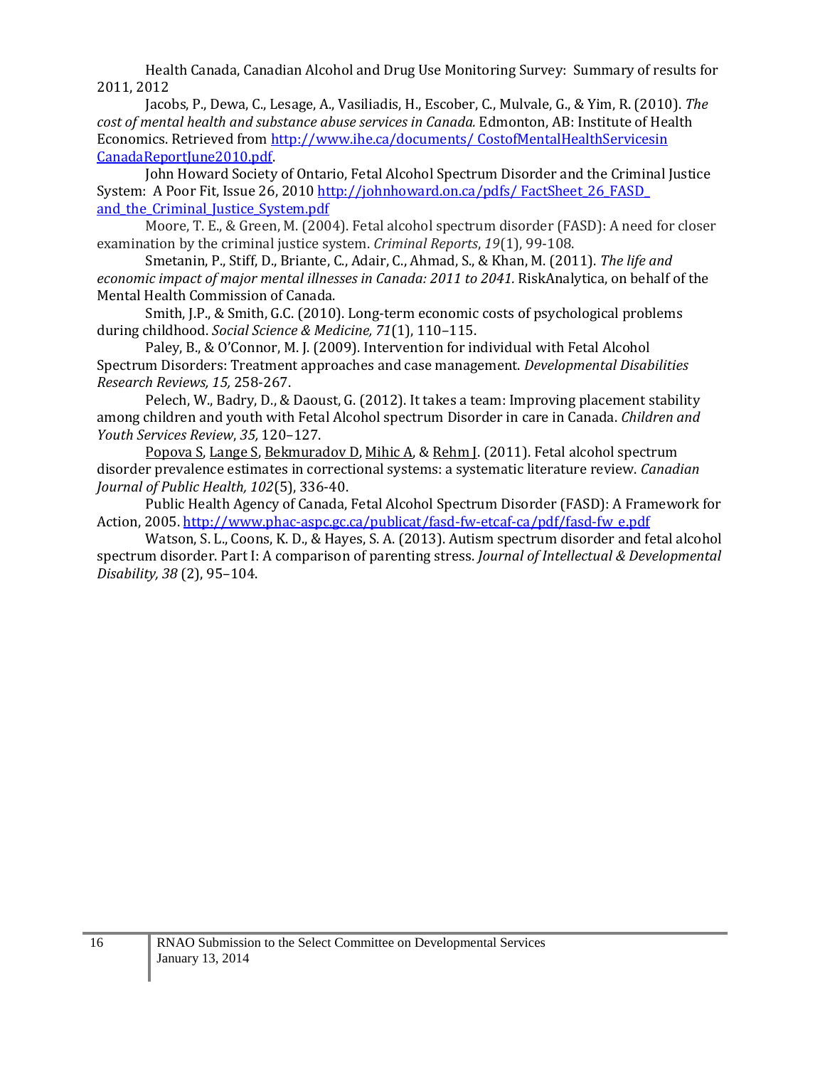Health Canada, Canadian Alcohol and Drug Use Monitoring Survey: Summary of results for 2011, 2012

Jacobs, P., Dewa, C., Lesage, A., Vasiliadis, H., Escober, C., Mulvale, G., & Yim, R. (2010). *The cost of mental health and substance abuse services in Canada.* Edmonton, AB: Institute of Health Economics. Retrieved from [http://www.ihe.ca/documents/ CostofMentalHealthServicesin CanadaReportJune2010.pdf](http://www.ihe.ca/documents/CostofMentalHealthServicesinCanadaReportJune2010.pdf).

John Howard Society of Ontario, Fetal Alcohol Spectrum Disorder and the Criminal Justice System: A Poor Fit, Issue 26, 2010 [http://johnhoward.on.ca/pdfs/ FactSheet_26_FASD_ and_the_Criminal_Justice_System.pdf](http://johnhoward.on.ca/pdfs/FactSheet_26_FASD_and_the_Criminal_Justice_System.pdf)

Moore, T. E., & Green, M. (2004). Fetal alcohol spectrum disorder (FASD): A need for closer examination by the criminal justice system. *Criminal Reports*, *19*(1), 99-108.

Smetanin, P., Stiff, D., Briante, C., Adair, C., Ahmad, S., & Khan, M. (2011). *The life and economic impact of major mental illnesses in Canada: 2011 to 2041.* RiskAnalytica, on behalf of the Mental Health Commission of Canada.

Smith, J.P., & Smith, G.C. (2010). Long-term economic costs of psychological problems during childhood. *Social Science & Medicine, 71*(1), 110–115.

Paley, B., & O'Connor, M. J. (2009). Intervention for individual with Fetal Alcohol Spectrum Disorders: Treatment approaches and case management. *Developmental Disabilities Research Reviews, 15,* 258-267.

Pelech, W., Badry, D., & Daoust, G. (2012). It takes a team: Improving placement stability among children and youth with Fetal Alcohol spectrum Disorder in care in Canada. *Children and Youth Services Review*, *35,* 120–127.

Popova S, Lange S, Bekmuradov D, Mihic A, & Rehm J. (2011). Fetal alcohol spectrum disorder prevalence estimates in correctional systems: a systematic literature review. *Canadian Journal of Public Health, 102*(5), 336-40.

Public Health Agency of Canada, Fetal Alcohol Spectrum Disorder (FASD): A Framework for Action, 2005. [http://www.phac-aspc.gc.ca/publicat/fasd-fw-etcaf-ca/pdf/fasd-fw_e.pdf](http://www.phac-aspc.gc.ca/publicat/fasd-fw-etcaf-ca/pdf/fasd-fw_e.pdf)

Watson, S. L., Coons, K. D., & Hayes, S. A. (2013). Autism spectrum disorder and fetal alcohol spectrum disorder. Part I: A comparison of parenting stress. *Journal of Intellectual & Developmental Disability, 38* (2), 95–104.